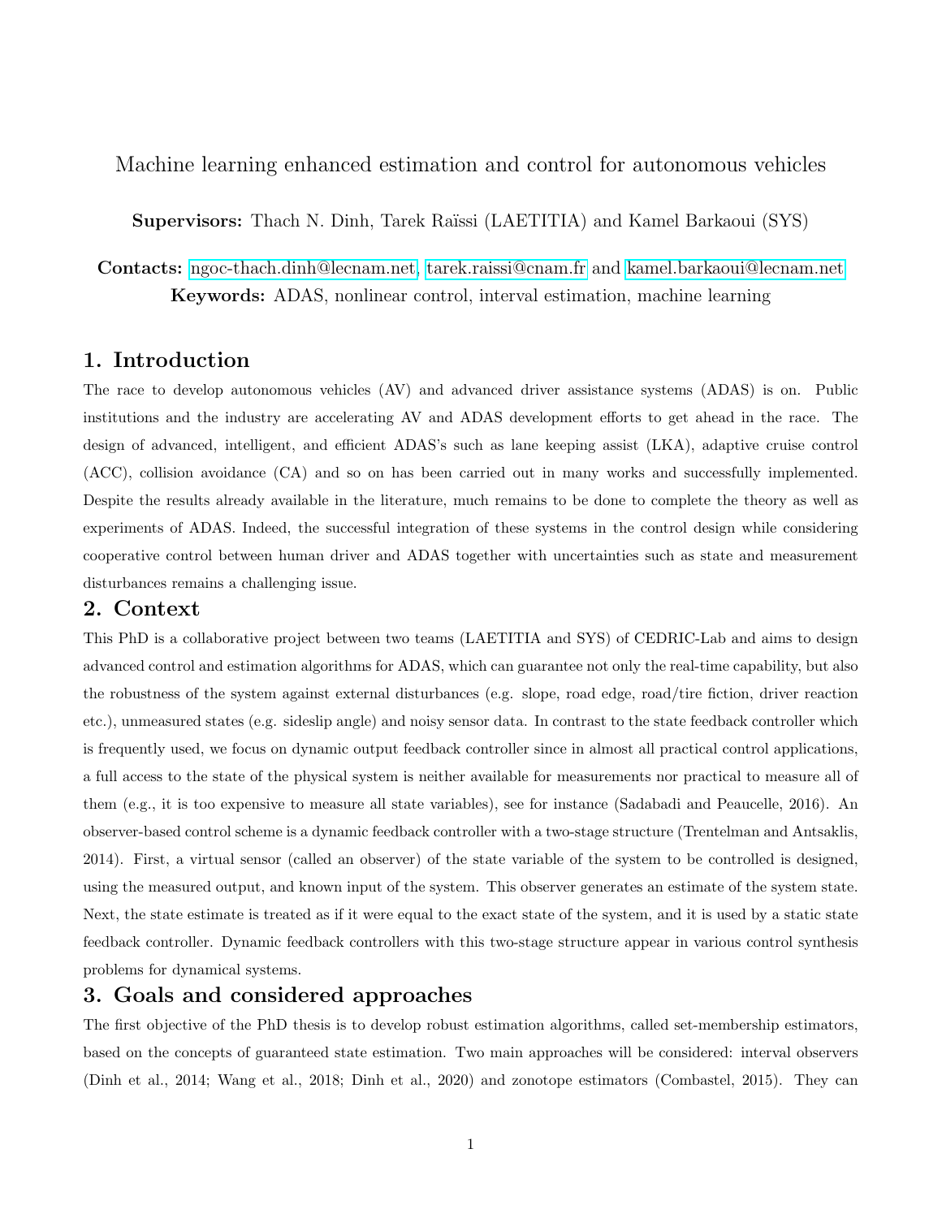# Machine learning enhanced estimation and control for autonomous vehicles

**Supervisors:** Thach N. Dinh, Tarek Raïssi (LAETITIA) and Kamel Barkaoui (SYS)

**Contacts:** ngoc-thach.dinh@lecnam.net, tarek.raissi@cnam.fr and kamel.barkaoui@lecnam.net
**Keywords:** ADAS, nonlinear control, interval estimation, machine learning

## 1. Introduction

The race to develop autonomous vehicles (AV) and advanced driver assistance systems (ADAS) is on. Public institutions and the industry are accelerating AV and ADAS development efforts to get ahead in the race. The design of advanced, intelligent, and efficient ADAS's such as lane keeping assist (LKA), adaptive cruise control (ACC), collision avoidance (CA) and so on has been carried out in many works and successfully implemented. Despite the results already available in the literature, much remains to be done to complete the theory as well as experiments of ADAS. Indeed, the successful integration of these systems in the control design while considering cooperative control between human driver and ADAS together with uncertainties such as state and measurement disturbances remains a challenging issue.

## 2. Context

This PhD is a collaborative project between two teams (LAETITIA and SYS) of CEDRIC-Lab and aims to design advanced control and estimation algorithms for ADAS, which can guarantee not only the real-time capability, but also the robustness of the system against external disturbances (e.g. slope, road edge, road/tire fiction, driver reaction etc.), unmeasured states (e.g. sideslip angle) and noisy sensor data. In contrast to the state feedback controller which is frequently used, we focus on dynamic output feedback controller since in almost all practical control applications, a full access to the state of the physical system is neither available for measurements nor practical to measure all of them (e.g., it is too expensive to measure all state variables), see for instance (Sadabadi and Peaucelle, 2016). An observer-based control scheme is a dynamic feedback controller with a two-stage structure (Trentelman and Antsaklis, 2014). First, a virtual sensor (called an observer) of the state variable of the system to be controlled is designed, using the measured output, and known input of the system. This observer generates an estimate of the system state. Next, the state estimate is treated as if it were equal to the exact state of the system, and it is used by a static state feedback controller. Dynamic feedback controllers with this two-stage structure appear in various control synthesis problems for dynamical systems.

## 3. Goals and considered approaches

The first objective of the PhD thesis is to develop robust estimation algorithms, called set-membership estimators, based on the concepts of guaranteed state estimation. Two main approaches will be considered: interval observers (Dinh et al., 2014; Wang et al., 2018; Dinh et al., 2020) and zonotope estimators (Combastel, 2015). They can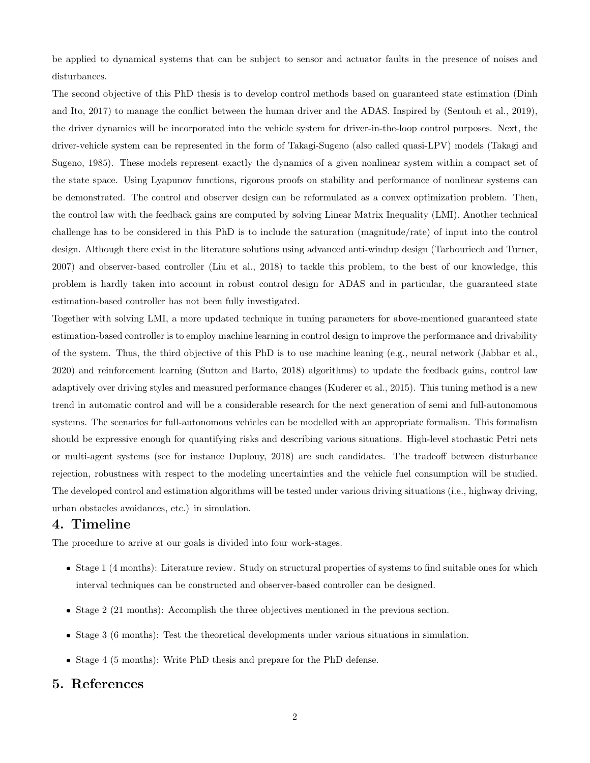be applied to dynamical systems that can be subject to sensor and actuator faults in the presence of noises and disturbances.

The second objective of this PhD thesis is to develop control methods based on guaranteed state estimation (Dinh and Ito, 2017) to manage the conflict between the human driver and the ADAS. Inspired by (Sentouh et al., 2019), the driver dynamics will be incorporated into the vehicle system for driver-in-the-loop control purposes. Next, the driver-vehicle system can be represented in the form of Takagi-Sugeno (also called quasi-LPV) models (Takagi and Sugeno, 1985). These models represent exactly the dynamics of a given nonlinear system within a compact set of the state space. Using Lyapunov functions, rigorous proofs on stability and performance of nonlinear systems can be demonstrated. The control and observer design can be reformulated as a convex optimization problem. Then, the control law with the feedback gains are computed by solving Linear Matrix Inequality (LMI). Another technical challenge has to be considered in this PhD is to include the saturation (magnitude/rate) of input into the control design. Although there exist in the literature solutions using advanced anti-windup design (Tarbouriech and Turner, 2007) and observer-based controller (Liu et al., 2018) to tackle this problem, to the best of our knowledge, this problem is hardly taken into account in robust control design for ADAS and in particular, the guaranteed state estimation-based controller has not been fully investigated.

Together with solving LMI, a more updated technique in tuning parameters for above-mentioned guaranteed state estimation-based controller is to employ machine learning in control design to improve the performance and drivability of the system. Thus, the third objective of this PhD is to use machine leaning (e.g., neural network (Jabbar et al., 2020) and reinforcement learning (Sutton and Barto, 2018) algorithms) to update the feedback gains, control law adaptively over driving styles and measured performance changes (Kuderer et al., 2015). This tuning method is a new trend in automatic control and will be a considerable research for the next generation of semi and full-autonomous systems. The scenarios for full-autonomous vehicles can be modelled with an appropriate formalism. This formalism should be expressive enough for quantifying risks and describing various situations. High-level stochastic Petri nets or multi-agent systems (see for instance Duplouy, 2018) are such candidates. The tradeoff between disturbance rejection, robustness with respect to the modeling uncertainties and the vehicle fuel consumption will be studied. The developed control and estimation algorithms will be tested under various driving situations (i.e., highway driving, urban obstacles avoidances, etc.) in simulation.

## 4. Timeline

The procedure to arrive at our goals is divided into four work-stages.

- Stage 1 (4 months): Literature review. Study on structural properties of systems to find suitable ones for which interval techniques can be constructed and observer-based controller can be designed.
- Stage 2 (21 months): Accomplish the three objectives mentioned in the previous section.
- Stage 3 (6 months): Test the theoretical developments under various situations in simulation.
- Stage 4 (5 months): Write PhD thesis and prepare for the PhD defense.

## 5. References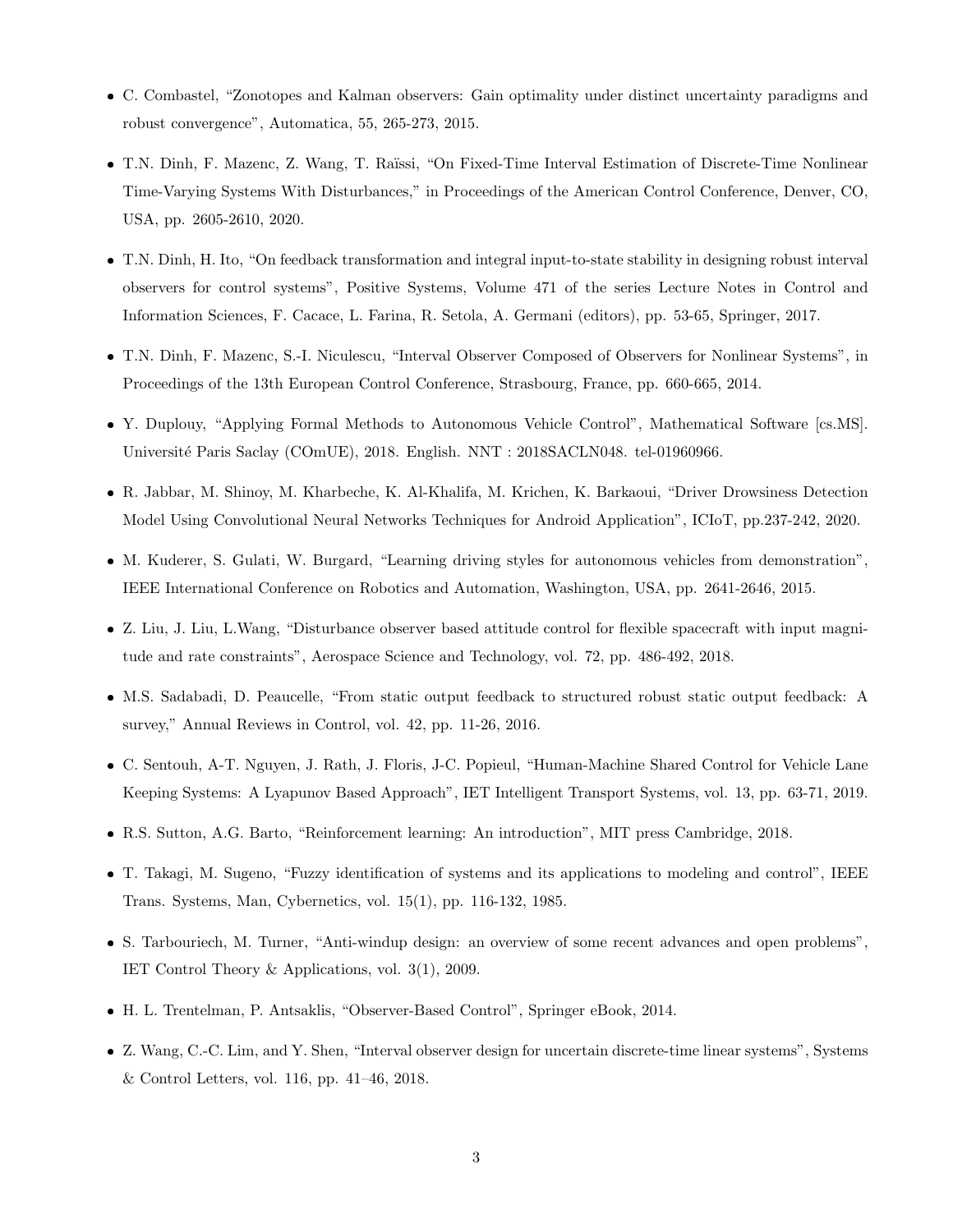- C. Combastel, "Zonotopes and Kalman observers: Gain optimality under distinct uncertainty paradigms and robust convergence", Automatica, 55, 265-273, 2015.
- T.N. Dinh, F. Mazenc, Z. Wang, T. Raïssi, "On Fixed-Time Interval Estimation of Discrete-Time Nonlinear Time-Varying Systems With Disturbances," in Proceedings of the American Control Conference, Denver, CO, USA, pp. 2605-2610, 2020.
- T.N. Dinh, H. Ito, "On feedback transformation and integral input-to-state stability in designing robust interval observers for control systems", Positive Systems, Volume 471 of the series Lecture Notes in Control and Information Sciences, F. Cacace, L. Farina, R. Setola, A. Germani (editors), pp. 53-65, Springer, 2017.
- T.N. Dinh, F. Mazenc, S.-I. Niculescu, "Interval Observer Composed of Observers for Nonlinear Systems", in Proceedings of the 13th European Control Conference, Strasbourg, France, pp. 660-665, 2014.
- Y. Duplouy, "Applying Formal Methods to Autonomous Vehicle Control", Mathematical Software [cs.MS]. Université Paris Saclay (COmUE), 2018. English. NNT : 2018SACLN048. tel-01960966.
- R. Jabbar, M. Shinoy, M. Kharbeche, K. Al-Khalifa, M. Krichen, K. Barkaoui, "Driver Drowsiness Detection Model Using Convolutional Neural Networks Techniques for Android Application", ICIoT, pp.237-242, 2020.
- M. Kuderer, S. Gulati, W. Burgard, "Learning driving styles for autonomous vehicles from demonstration", IEEE International Conference on Robotics and Automation, Washington, USA, pp. 2641-2646, 2015.
- Z. Liu, J. Liu, L.Wang, "Disturbance observer based attitude control for flexible spacecraft with input magnitude and rate constraints", Aerospace Science and Technology, vol. 72, pp. 486-492, 2018.
- M.S. Sadabadi, D. Peaucelle, "From static output feedback to structured robust static output feedback: A survey," Annual Reviews in Control, vol. 42, pp. 11-26, 2016.
- C. Sentouh, A-T. Nguyen, J. Rath, J. Floris, J-C. Popieul, "Human-Machine Shared Control for Vehicle Lane Keeping Systems: A Lyapunov Based Approach", IET Intelligent Transport Systems, vol. 13, pp. 63-71, 2019.
- R.S. Sutton, A.G. Barto, "Reinforcement learning: An introduction", MIT press Cambridge, 2018.
- T. Takagi, M. Sugeno, "Fuzzy identification of systems and its applications to modeling and control", IEEE Trans. Systems, Man, Cybernetics, vol. 15(1), pp. 116-132, 1985.
- S. Tarbouriech, M. Turner, "Anti-windup design: an overview of some recent advances and open problems", IET Control Theory & Applications, vol. 3(1), 2009.
- H. L. Trentelman, P. Antsaklis, "Observer-Based Control", Springer eBook, 2014.
- Z. Wang, C.-C. Lim, and Y. Shen, "Interval observer design for uncertain discrete-time linear systems", Systems & Control Letters, vol. 116, pp. 41–46, 2018.